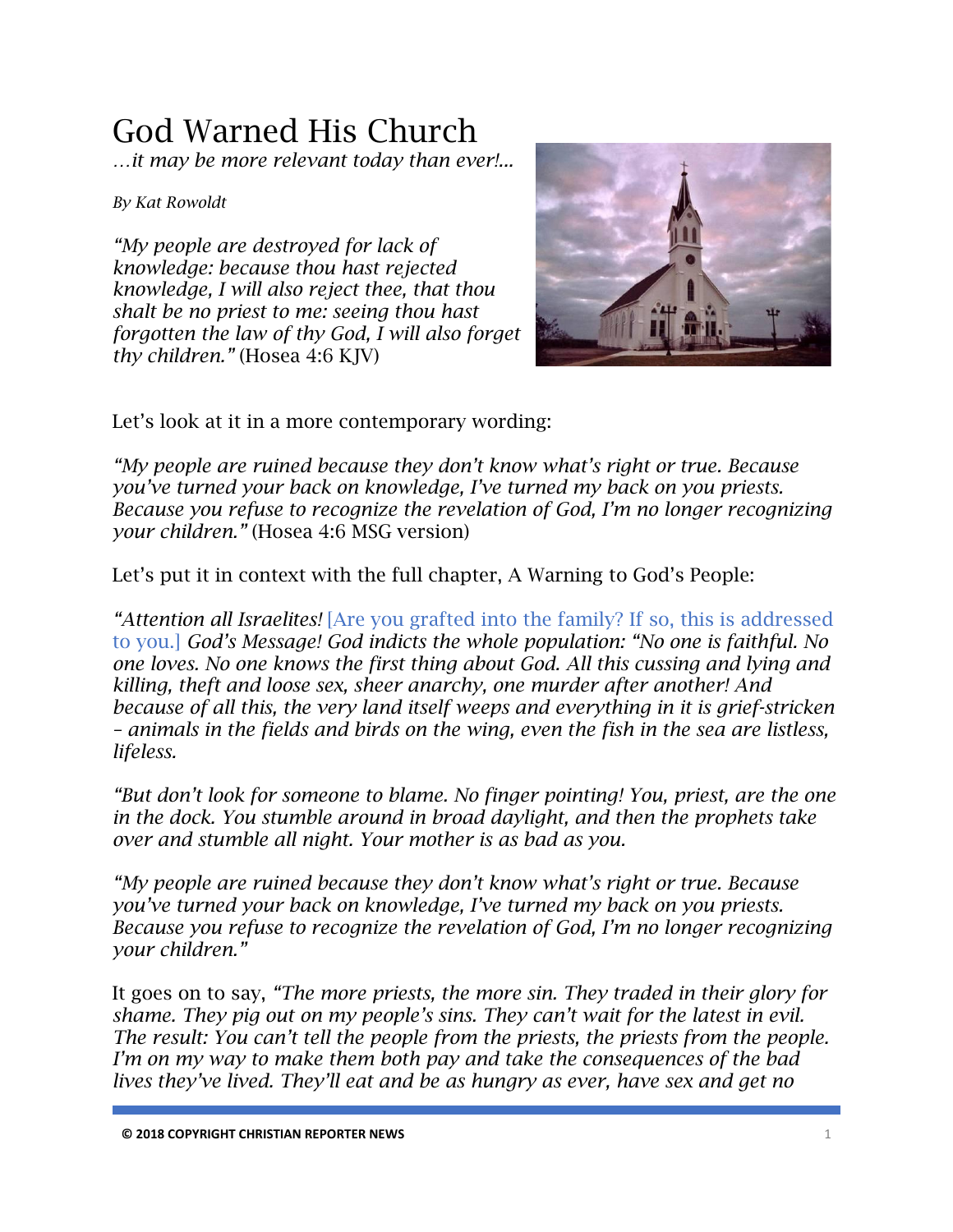# God Warned His Church

*…it may be more relevant today than ever!…*

*By Kat Rowoldt*

*"My people are destroyed for lack of knowledge: because thou hast rejected knowledge, I will also reject thee, that thou shalt be no priest to me: seeing thou hast forgotten the law of thy God, I will also forget thy children."* (Hosea 4:6 KJV)

Let's look at it in a more contemporary wording:

*"My people are ruined because they don't know what's right or true. Because you've turned your back on knowledge, I've turned my back on you priests. Because you refuse to recognize the revelation of God, I'm no longer recognizing your children."* (Hosea 4:6 MSG version)

Let's put it in context with the full chapter, A Warning to God's People:

*"Attention all Israelites!* [Are you grafted into the family? If so, this is addressed to you.] *God's Message! God indicts the whole population: "No one is faithful. No one loves. No one knows the first thing about God. All this cussing and lying and killing, theft and loose sex, sheer anarchy, one murder after another! And because of all this, the very land itself weeps and everything in it is grief-stricken – animals in the fields and birds on the wing, even the fish in the sea are listless, lifeless.*

*"But don't look for someone to blame. No finger pointing! You, priest, are the one in the dock. You stumble around in broad daylight, and then the prophets take over and stumble all night. Your mother is as bad as you.*

*"My people are ruined because they don't know what's right or true. Because you've turned your back on knowledge, I've turned my back on you priests. Because you refuse to recognize the revelation of God, I'm no longer recognizing your children."*

It goes on to say, *"The more priests, the more sin. They traded in their glory for shame. They pig out on my people's sins. They can't wait for the latest in evil. The result: You can't tell the people from the priests, the priests from the people. I'm on my way to make them both pay and take the consequences of the bad lives they've lived. They'll eat and be as hungry as ever, have sex and get no*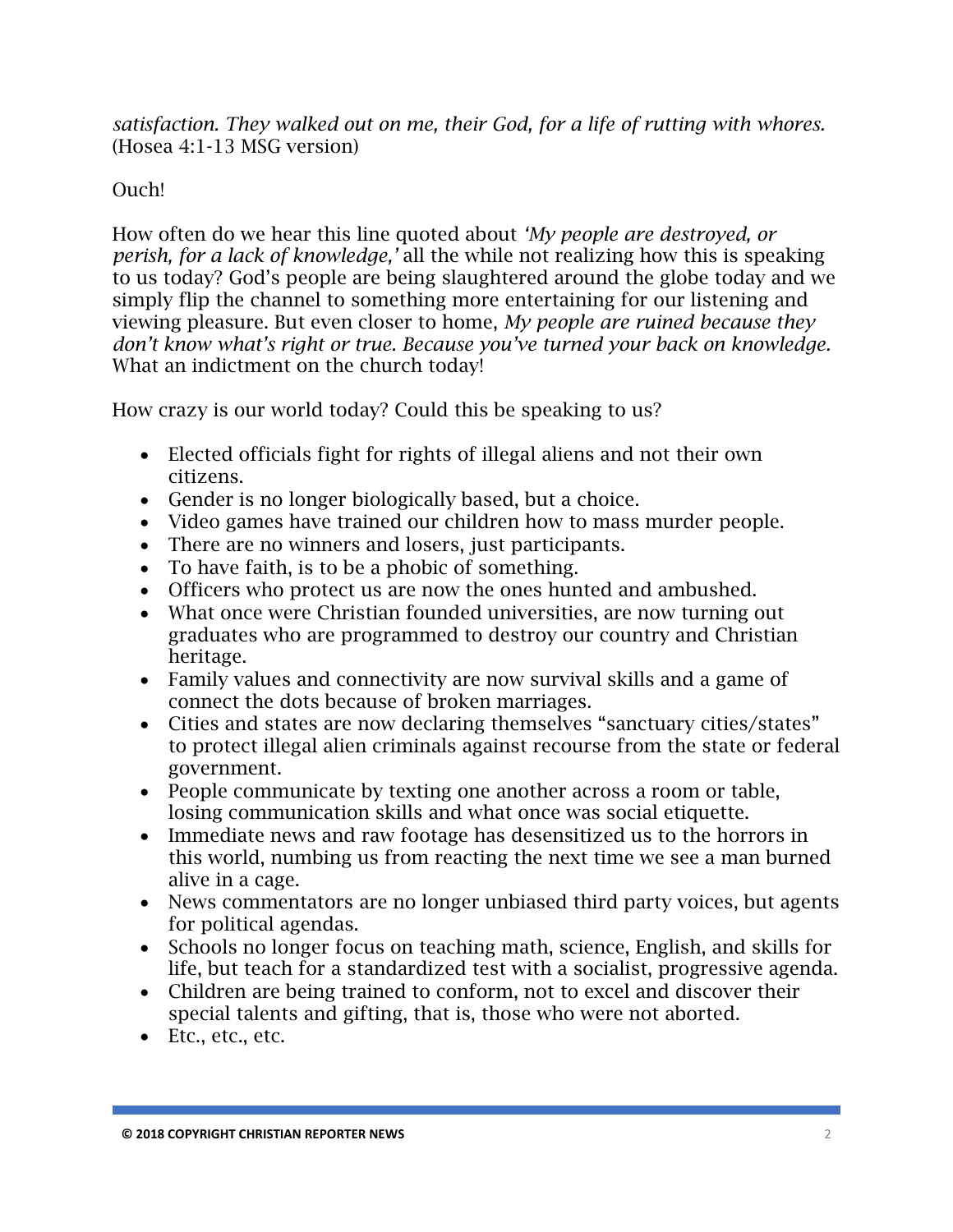*satisfaction. They walked out on me, their God, for a life of rutting with whores.* (Hosea 4:1-13 MSG version)

Ouch!

How often do we hear this line quoted about *'My people are destroyed, or perish, for a lack of knowledge,'* all the while not realizing how this is speaking to us today? God's people are being slaughtered around the globe today and we simply flip the channel to something more entertaining for our listening and viewing pleasure. But even closer to home, *My people are ruined because they don't know what's right or true. Because you've turned your back on knowledge.* What an indictment on the church today!

How crazy is our world today? Could this be speaking to us?

- Elected officials fight for rights of illegal aliens and not their own citizens.
- Gender is no longer biologically based, but a choice.
- Video games have trained our children how to mass murder people.
- There are no winners and losers, just participants.
- To have faith, is to be a phobic of something.
- Officers who protect us are now the ones hunted and ambushed.
- What once were Christian founded universities, are now turning out graduates who are programmed to destroy our country and Christian heritage.
- Family values and connectivity are now survival skills and a game of connect the dots because of broken marriages.
- Cities and states are now declaring themselves "sanctuary cities/states" to protect illegal alien criminals against recourse from the state or federal government.
- People communicate by texting one another across a room or table, losing communication skills and what once was social etiquette.
- Immediate news and raw footage has desensitized us to the horrors in this world, numbing us from reacting the next time we see a man burned alive in a cage.
- News commentators are no longer unbiased third party voices, but agents for political agendas.
- Schools no longer focus on teaching math, science, English, and skills for life, but teach for a standardized test with a socialist, progressive agenda.
- Children are being trained to conform, not to excel and discover their special talents and gifting, that is, those who were not aborted.
- Etc., etc., etc.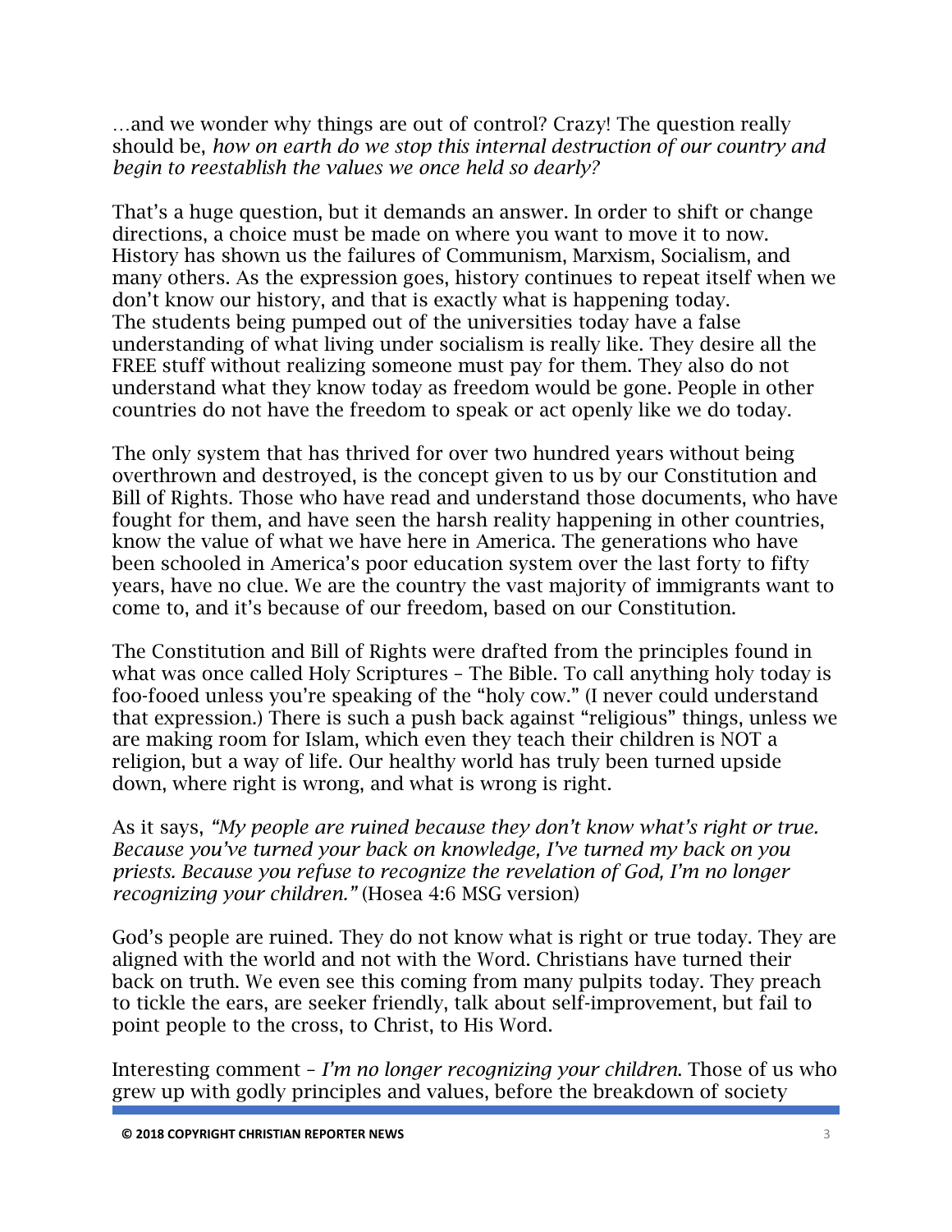…and we wonder why things are out of control? Crazy! The question really should be, *how on earth do we stop this internal destruction of our country and begin to reestablish the values we once held so dearly?*

That's a huge question, but it demands an answer. In order to shift or change directions, a choice must be made on where you want to move it to now. History has shown us the failures of Communism, Marxism, Socialism, and many others. As the expression goes, history continues to repeat itself when we don't know our history, and that is exactly what is happening today. The students being pumped out of the universities today have a false understanding of what living under socialism is really like. They desire all the FREE stuff without realizing someone must pay for them. They also do not understand what they know today as freedom would be gone. People in other countries do not have the freedom to speak or act openly like we do today.

The only system that has thrived for over two hundred years without being overthrown and destroyed, is the concept given to us by our Constitution and Bill of Rights. Those who have read and understand those documents, who have fought for them, and have seen the harsh reality happening in other countries, know the value of what we have here in America. The generations who have been schooled in America's poor education system over the last forty to fifty years, have no clue. We are the country the vast majority of immigrants want to come to, and it's because of our freedom, based on our Constitution.

The Constitution and Bill of Rights were drafted from the principles found in what was once called Holy Scriptures – The Bible. To call anything holy today is foo-fooed unless you're speaking of the "holy cow." (I never could understand that expression.) There is such a push back against "religious" things, unless we are making room for Islam, which even they teach their children is NOT a religion, but a way of life. Our healthy world has truly been turned upside down, where right is wrong, and what is wrong is right.

As it says, *"My people are ruined because they don't know what's right or true. Because you've turned your back on knowledge, I've turned my back on you priests. Because you refuse to recognize the revelation of God, I'm no longer recognizing your children."* (Hosea 4:6 MSG version)

God's people are ruined. They do not know what is right or true today. They are aligned with the world and not with the Word. Christians have turned their back on truth. We even see this coming from many pulpits today. They preach to tickle the ears, are seeker friendly, talk about self-improvement, but fail to point people to the cross, to Christ, to His Word.

Interesting comment – *I'm no longer recognizing your children.* Those of us who grew up with godly principles and values, before the breakdown of society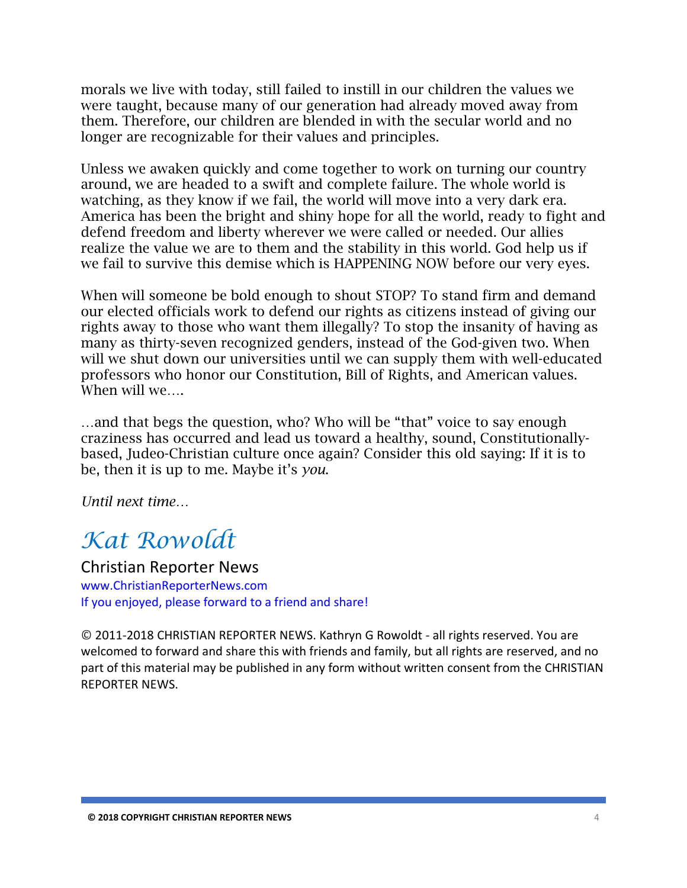morals we live with today, still failed to instill in our children the values we were taught, because many of our generation had already moved away from them. Therefore, our children are blended in with the secular world and no longer are recognizable for their values and principles.

Unless we awaken quickly and come together to work on turning our country around, we are headed to a swift and complete failure. The whole world is watching, as they know if we fail, the world will move into a very dark era. America has been the bright and shiny hope for all the world, ready to fight and defend freedom and liberty wherever we were called or needed. Our allies realize the value we are to them and the stability in this world. God help us if we fail to survive this demise which is HAPPENING NOW before our very eyes.

When will someone be bold enough to shout STOP? To stand firm and demand our elected officials work to defend our rights as citizens instead of giving our rights away to those who want them illegally? To stop the insanity of having as many as thirty-seven recognized genders, instead of the God-given two. When will we shut down our universities until we can supply them with well-educated professors who honor our Constitution, Bill of Rights, and American values. When will we….

…and that begs the question, who? Who will be "that" voice to say enough craziness has occurred and lead us toward a healthy, sound, Constitutionally-based, Judeo-Christian culture once again? Consider this old saying: If it is to be, then it is up to me. Maybe it's *you*.

*Until next time…*

*Kat Rowoldt*

Christian Reporter News
www.ChristianReporterNews.com
If you enjoyed, please forward to a friend and share!

© 2011-2018 CHRISTIAN REPORTER NEWS. Kathryn G Rowoldt - all rights reserved. You are welcomed to forward and share this with friends and family, but all rights are reserved, and no part of this material may be published in any form without written consent from the CHRISTIAN REPORTER NEWS.